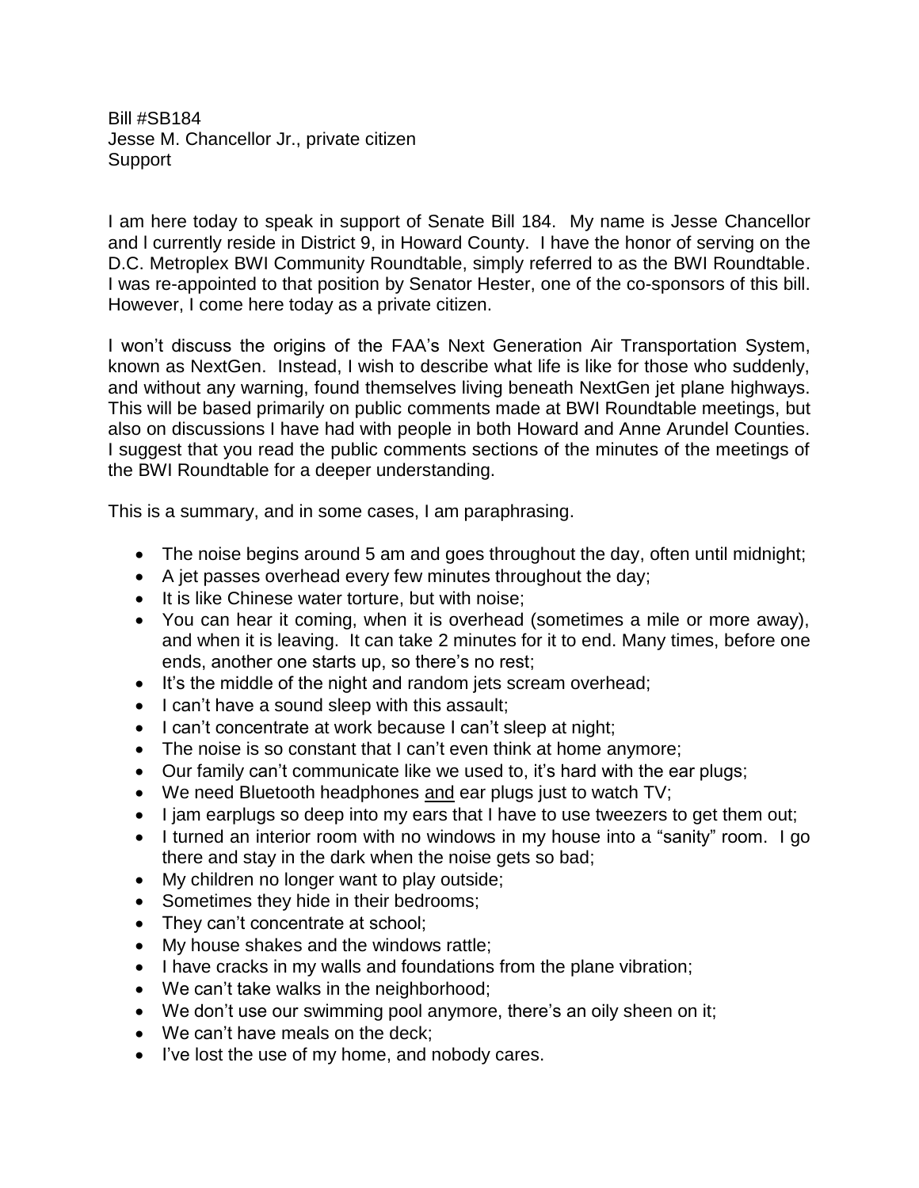Bill #SB184
Jesse M. Chancellor Jr., private citizen
Support

I am here today to speak in support of Senate Bill 184. My name is Jesse Chancellor and I currently reside in District 9, in Howard County. I have the honor of serving on the D.C. Metroplex BWI Community Roundtable, simply referred to as the BWI Roundtable. I was re-appointed to that position by Senator Hester, one of the co-sponsors of this bill. However, I come here today as a private citizen.

I won't discuss the origins of the FAA's Next Generation Air Transportation System, known as NextGen. Instead, I wish to describe what life is like for those who suddenly, and without any warning, found themselves living beneath NextGen jet plane highways. This will be based primarily on public comments made at BWI Roundtable meetings, but also on discussions I have had with people in both Howard and Anne Arundel Counties. I suggest that you read the public comments sections of the minutes of the meetings of the BWI Roundtable for a deeper understanding.

This is a summary, and in some cases, I am paraphrasing.

- The noise begins around 5 am and goes throughout the day, often until midnight;
- A jet passes overhead every few minutes throughout the day;
- It is like Chinese water torture, but with noise;
- You can hear it coming, when it is overhead (sometimes a mile or more away), and when it is leaving. It can take 2 minutes for it to end. Many times, before one ends, another one starts up, so there's no rest;
- It's the middle of the night and random jets scream overhead;
- I can't have a sound sleep with this assault;
- I can't concentrate at work because I can't sleep at night;
- The noise is so constant that I can't even think at home anymore;
- Our family can't communicate like we used to, it's hard with the ear plugs;
- We need Bluetooth headphones <u>and</u> ear plugs just to watch TV;
- I jam earplugs so deep into my ears that I have to use tweezers to get them out;
- I turned an interior room with no windows in my house into a "sanity" room. I go there and stay in the dark when the noise gets so bad;
- My children no longer want to play outside;
- Sometimes they hide in their bedrooms;
- They can't concentrate at school;
- My house shakes and the windows rattle;
- I have cracks in my walls and foundations from the plane vibration;
- We can't take walks in the neighborhood;
- We don't use our swimming pool anymore, there's an oily sheen on it;
- We can't have meals on the deck;
- I've lost the use of my home, and nobody cares.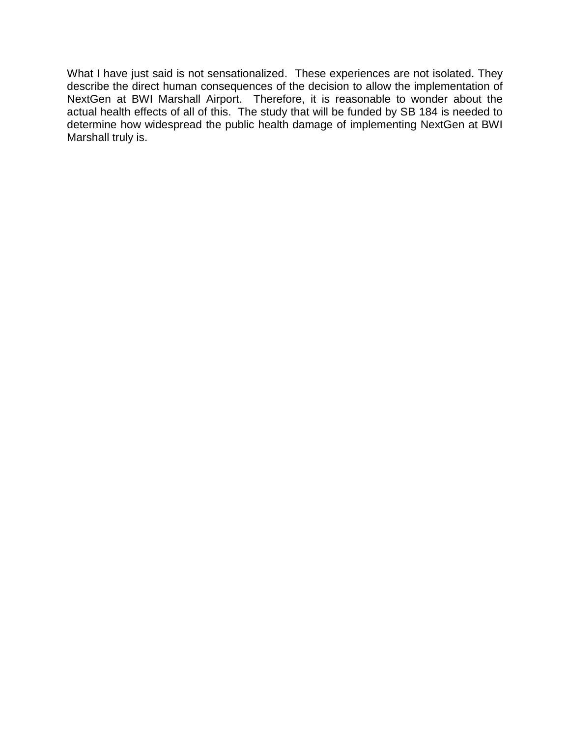What I have just said is not sensationalized. These experiences are not isolated. They describe the direct human consequences of the decision to allow the implementation of NextGen at BWI Marshall Airport. Therefore, it is reasonable to wonder about the actual health effects of all of this. The study that will be funded by SB 184 is needed to determine how widespread the public health damage of implementing NextGen at BWI Marshall truly is.